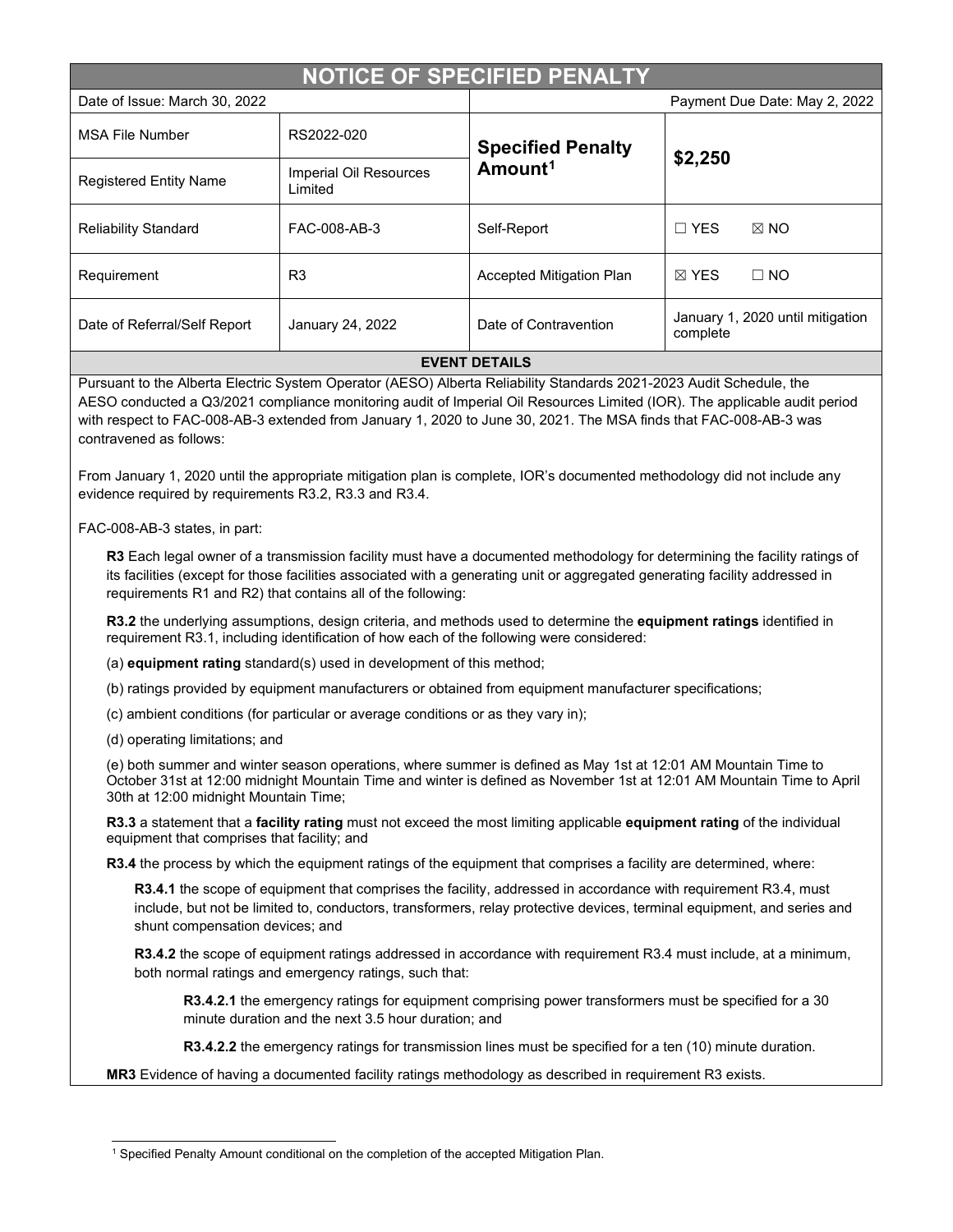# NOTICE OF SPECIFIED PENALTY

| Date of Issue: March 30, 2022 | | Payment Due Date: May 2, 2022 | |
|---|---|---|---|
| MSA File Number | RS2022-020 | **Specified Penalty Amount**[1] | **$2,250** |
| Registered Entity Name | Imperial Oil Resources Limited | | |
| Reliability Standard | FAC-008-AB-3 | Self-Report | ☐ YES ☒ NO |
| Requirement | R3 | Accepted Mitigation Plan | ☒ YES ☐ NO |
| Date of Referral/Self Report | January 24, 2022 | Date of Contravention | January 1, 2020 until mitigation complete |

## EVENT DETAILS

Pursuant to the Alberta Electric System Operator (AESO) Alberta Reliability Standards 2021-2023 Audit Schedule, the AESO conducted a Q3/2021 compliance monitoring audit of Imperial Oil Resources Limited (IOR). The applicable audit period with respect to FAC-008-AB-3 extended from January 1, 2020 to June 30, 2021. The MSA finds that FAC-008-AB-3 was contravened as follows:

From January 1, 2020 until the appropriate mitigation plan is complete, IOR's documented methodology did not include any evidence required by requirements R3.2, R3.3 and R3.4.

FAC-008-AB-3 states, in part:

**R3** Each legal owner of a transmission facility must have a documented methodology for determining the facility ratings of its facilities (except for those facilities associated with a generating unit or aggregated generating facility addressed in requirements R1 and R2) that contains all of the following:

**R3.2** the underlying assumptions, design criteria, and methods used to determine the **equipment ratings** identified in requirement R3.1, including identification of how each of the following were considered:

(a) **equipment rating** standard(s) used in development of this method;

(b) ratings provided by equipment manufacturers or obtained from equipment manufacturer specifications;

(c) ambient conditions (for particular or average conditions or as they vary in);

(d) operating limitations; and

(e) both summer and winter season operations, where summer is defined as May 1st at 12:01 AM Mountain Time to October 31st at 12:00 midnight Mountain Time and winter is defined as November 1st at 12:01 AM Mountain Time to April 30th at 12:00 midnight Mountain Time;

**R3.3** a statement that a **facility rating** must not exceed the most limiting applicable **equipment rating** of the individual equipment that comprises that facility; and

**R3.4** the process by which the equipment ratings of the equipment that comprises a facility are determined, where:

**R3.4.1** the scope of equipment that comprises the facility, addressed in accordance with requirement R3.4, must include, but not be limited to, conductors, transformers, relay protective devices, terminal equipment, and series and shunt compensation devices; and

**R3.4.2** the scope of equipment ratings addressed in accordance with requirement R3.4 must include, at a minimum, both normal ratings and emergency ratings, such that:

**R3.4.2.1** the emergency ratings for equipment comprising power transformers must be specified for a 30 minute duration and the next 3.5 hour duration; and

**R3.4.2.2** the emergency ratings for transmission lines must be specified for a ten (10) minute duration.

**MR3** Evidence of having a documented facility ratings methodology as described in requirement R3 exists.

[1] Specified Penalty Amount conditional on the completion of the accepted Mitigation Plan.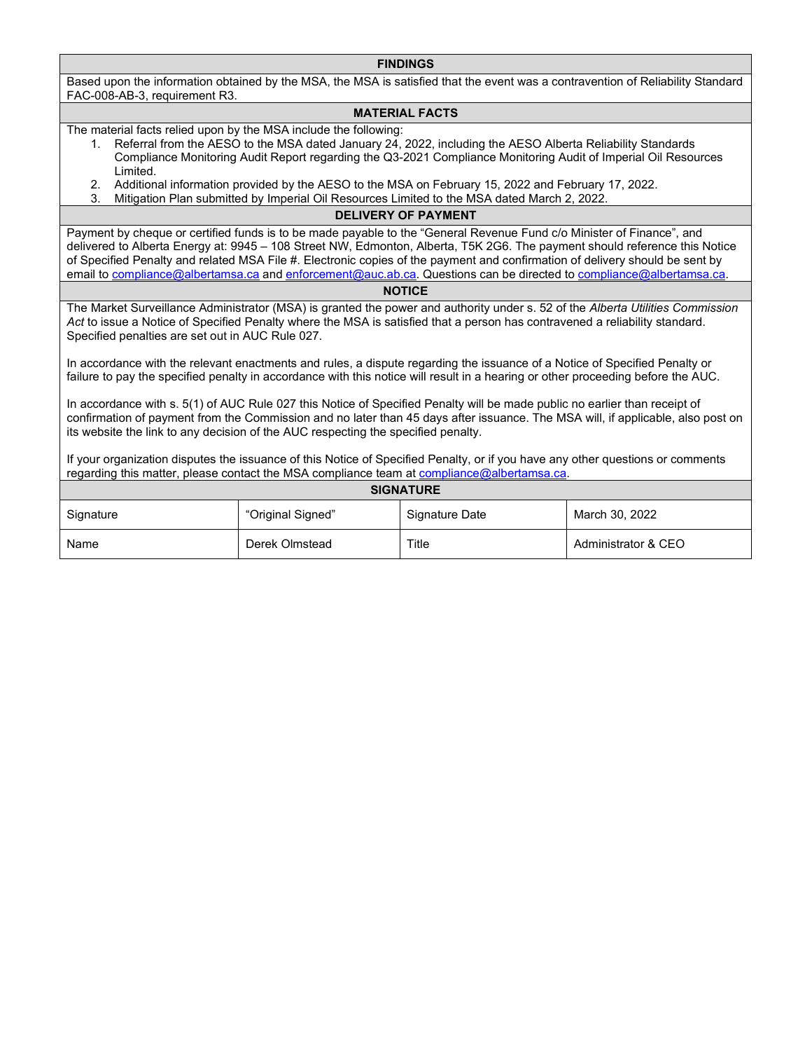## FINDINGS

Based upon the information obtained by the MSA, the MSA is satisfied that the event was a contravention of Reliability Standard FAC-008-AB-3, requirement R3.

## MATERIAL FACTS

The material facts relied upon by the MSA include the following:

1. Referral from the AESO to the MSA dated January 24, 2022, including the AESO Alberta Reliability Standards Compliance Monitoring Audit Report regarding the Q3-2021 Compliance Monitoring Audit of Imperial Oil Resources Limited.
2. Additional information provided by the AESO to the MSA on February 15, 2022 and February 17, 2022.
3. Mitigation Plan submitted by Imperial Oil Resources Limited to the MSA dated March 2, 2022.

## DELIVERY OF PAYMENT

Payment by cheque or certified funds is to be made payable to the "General Revenue Fund c/o Minister of Finance", and delivered to Alberta Energy at: 9945 – 108 Street NW, Edmonton, Alberta, T5K 2G6. The payment should reference this Notice of Specified Penalty and related MSA File #. Electronic copies of the payment and confirmation of delivery should be sent by email to compliance@albertamsa.ca and enforcement@auc.ab.ca. Questions can be directed to compliance@albertamsa.ca.

## NOTICE

The Market Surveillance Administrator (MSA) is granted the power and authority under s. 52 of the *Alberta Utilities Commission Act* to issue a Notice of Specified Penalty where the MSA is satisfied that a person has contravened a reliability standard. Specified penalties are set out in AUC Rule 027.

In accordance with the relevant enactments and rules, a dispute regarding the issuance of a Notice of Specified Penalty or failure to pay the specified penalty in accordance with this notice will result in a hearing or other proceeding before the AUC.

In accordance with s. 5(1) of AUC Rule 027 this Notice of Specified Penalty will be made public no earlier than receipt of confirmation of payment from the Commission and no later than 45 days after issuance. The MSA will, if applicable, also post on its website the link to any decision of the AUC respecting the specified penalty.

If your organization disputes the issuance of this Notice of Specified Penalty, or if you have any other questions or comments regarding this matter, please contact the MSA compliance team at compliance@albertamsa.ca.

## SIGNATURE

| | | | |
|---|---|---|---|
| Signature | "Original Signed" | Signature Date | March 30, 2022 |
| Name | Derek Olmstead | Title | Administrator & CEO |